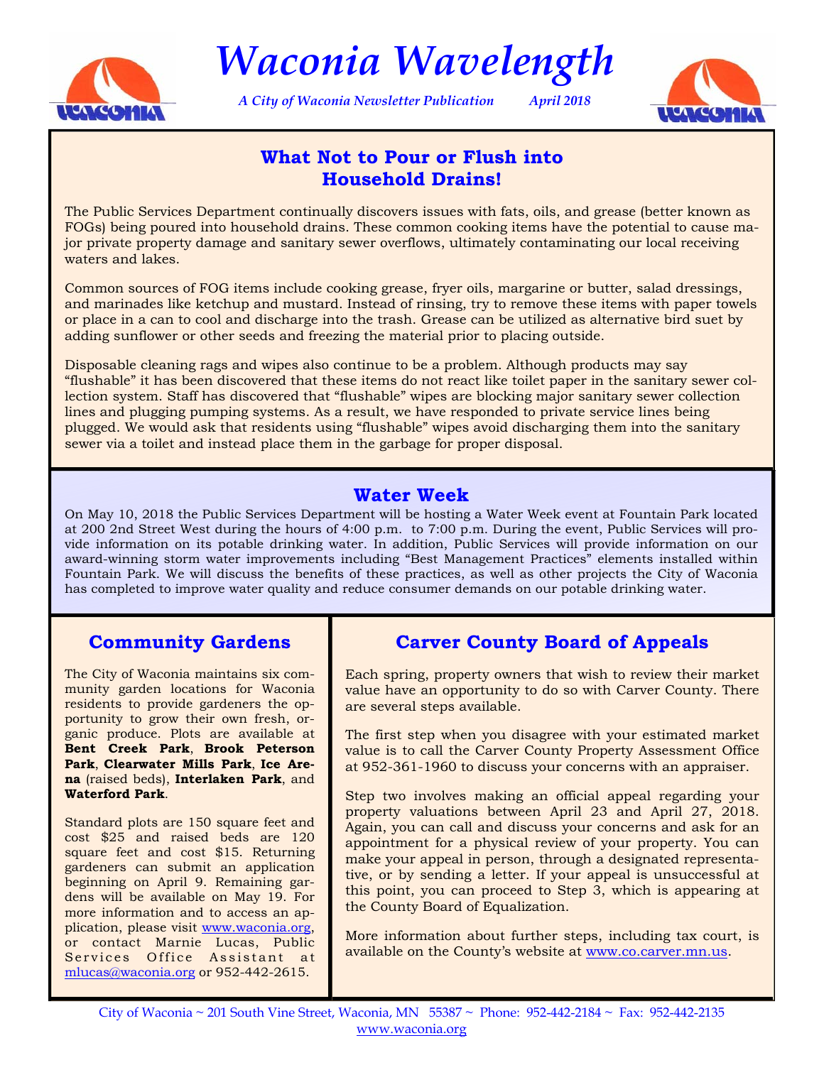# Waconia Wavelength

*A City of Waconia Newsletter Publication April 2018*

## What Not to Pour or Flush into Household Drains!

The Public Services Department continually discovers issues with fats, oils, and grease (better known as FOGs) being poured into household drains. These common cooking items have the potential to cause major private property damage and sanitary sewer overflows, ultimately contaminating our local receiving waters and lakes.

Common sources of FOG items include cooking grease, fryer oils, margarine or butter, salad dressings, and marinades like ketchup and mustard. Instead of rinsing, try to remove these items with paper towels or place in a can to cool and discharge into the trash. Grease can be utilized as alternative bird suet by adding sunflower or other seeds and freezing the material prior to placing outside.

Disposable cleaning rags and wipes also continue to be a problem. Although products may say "flushable" it has been discovered that these items do not react like toilet paper in the sanitary sewer collection system. Staff has discovered that "flushable" wipes are blocking major sanitary sewer collection lines and plugging pumping systems. As a result, we have responded to private service lines being plugged. We would ask that residents using "flushable" wipes avoid discharging them into the sanitary sewer via a toilet and instead place them in the garbage for proper disposal.

## Water Week

On May 10, 2018 the Public Services Department will be hosting a Water Week event at Fountain Park located at 200 2nd Street West during the hours of 4:00 p.m. to 7:00 p.m. During the event, Public Services will provide information on its potable drinking water. In addition, Public Services will provide information on our award-winning storm water improvements including "Best Management Practices" elements installed within Fountain Park. We will discuss the benefits of these practices, as well as other projects the City of Waconia has completed to improve water quality and reduce consumer demands on our potable drinking water.

## Community Gardens

The City of Waconia maintains six community garden locations for Waconia residents to provide gardeners the opportunity to grow their own fresh, organic produce. Plots are available at **Bent Creek Park**, **Brook Peterson Park**, **Clearwater Mills Park**, **Ice Arena** (raised beds), **Interlaken Park**, and **Waterford Park**.

Standard plots are 150 square feet and cost $25 and raised beds are 120 square feet and cost $15. Returning gardeners can submit an application beginning on April 9. Remaining gardens will be available on May 19. For more information and to access an application, please visit www.waconia.org, or contact Marnie Lucas, Public Services Office Assistant at mlucas@waconia.org or 952-442-2615.

## Carver County Board of Appeals

Each spring, property owners that wish to review their market value have an opportunity to do so with Carver County. There are several steps available.

The first step when you disagree with your estimated market value is to call the Carver County Property Assessment Office at 952-361-1960 to discuss your concerns with an appraiser.

Step two involves making an official appeal regarding your property valuations between April 23 and April 27, 2018. Again, you can call and discuss your concerns and ask for an appointment for a physical review of your property. You can make your appeal in person, through a designated representative, or by sending a letter. If your appeal is unsuccessful at this point, you can proceed to Step 3, which is appearing at the County Board of Equalization.

More information about further steps, including tax court, is available on the County's website at www.co.carver.mn.us.

City of Waconia ~ 201 South Vine Street, Waconia, MN 55387 ~ Phone: 952-442-2184 ~ Fax: 952-442-2135
www.waconia.org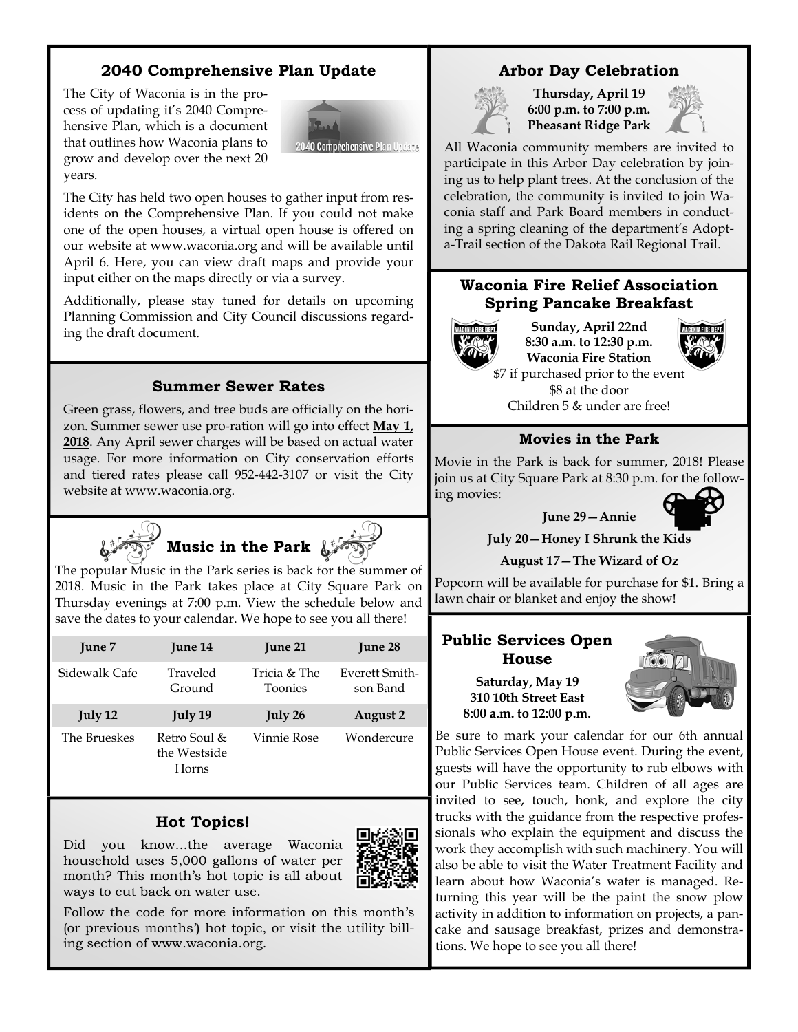## 2040 Comprehensive Plan Update

The City of Waconia is in the process of updating it's 2040 Comprehensive Plan, which is a document that outlines how Waconia plans to grow and develop over the next 20 years.

The City has held two open houses to gather input from residents on the Comprehensive Plan. If you could not make one of the open houses, a virtual open house is offered on our website at www.waconia.org and will be available until April 6. Here, you can view draft maps and provide your input either on the maps directly or via a survey.

Additionally, please stay tuned for details on upcoming Planning Commission and City Council discussions regarding the draft document.

## Summer Sewer Rates

Green grass, flowers, and tree buds are officially on the horizon. Summer sewer use pro-ration will go into effect **May 1, 2018**. Any April sewer charges will be based on actual water usage. For more information on City conservation efforts and tiered rates please call 952-442-3107 or visit the City website at www.waconia.org.

## Music in the Park

The popular Music in the Park series is back for the summer of 2018. Music in the Park takes place at City Square Park on Thursday evenings at 7:00 p.m. View the schedule below and save the dates to your calendar. We hope to see you all there!

| June 7 | June 14 | June 21 | June 28 |
|---|---|---|---|
| Sidewalk Cafe | Traveled Ground | Tricia & The Toonies | Everett Smithson Band |
| **July 12** | **July 19** | **July 26** | **August 2** |
| The Brueskes | Retro Soul & the Westside Horns | Vinnie Rose | Wondercure |

## Hot Topics!

Did you know…the average Waconia household uses 5,000 gallons of water per month? This month's hot topic is all about ways to cut back on water use.

Follow the code for more information on this month's (or previous months') hot topic, or visit the utility billing section of www.waconia.org.

## Arbor Day Celebration

**Thursday, April 19**
**6:00 p.m. to 7:00 p.m.**
**Pheasant Ridge Park**

All Waconia community members are invited to participate in this Arbor Day celebration by joining us to help plant trees. At the conclusion of the celebration, the community is invited to join Waconia staff and Park Board members in conducting a spring cleaning of the department's Adopt-a-Trail section of the Dakota Rail Regional Trail.

## Waconia Fire Relief Association Spring Pancake Breakfast

**Sunday, April 22nd**
**8:30 a.m. to 12:30 p.m.**
**Waconia Fire Station**

$7 if purchased prior to the event
$8 at the door
Children 5 & under are free!

## Movies in the Park

Movie in the Park is back for summer, 2018! Please join us at City Square Park at 8:30 p.m. for the following movies:

**June 29—Annie**

**July 20—Honey I Shrunk the Kids**

**August 17—The Wizard of Oz**

Popcorn will be available for purchase for $1. Bring a lawn chair or blanket and enjoy the show!

## Public Services Open House

**Saturday, May 19**
**310 10th Street East**
**8:00 a.m. to 12:00 p.m.**

Be sure to mark your calendar for our 6th annual Public Services Open House event. During the event, guests will have the opportunity to rub elbows with our Public Services team. Children of all ages are invited to see, touch, honk, and explore the city trucks with the guidance from the respective professionals who explain the equipment and discuss the work they accomplish with such machinery. You will also be able to visit the Water Treatment Facility and learn about how Waconia's water is managed. Returning this year will be the paint the snow plow activity in addition to information on projects, a pancake and sausage breakfast, prizes and demonstrations. We hope to see you all there!